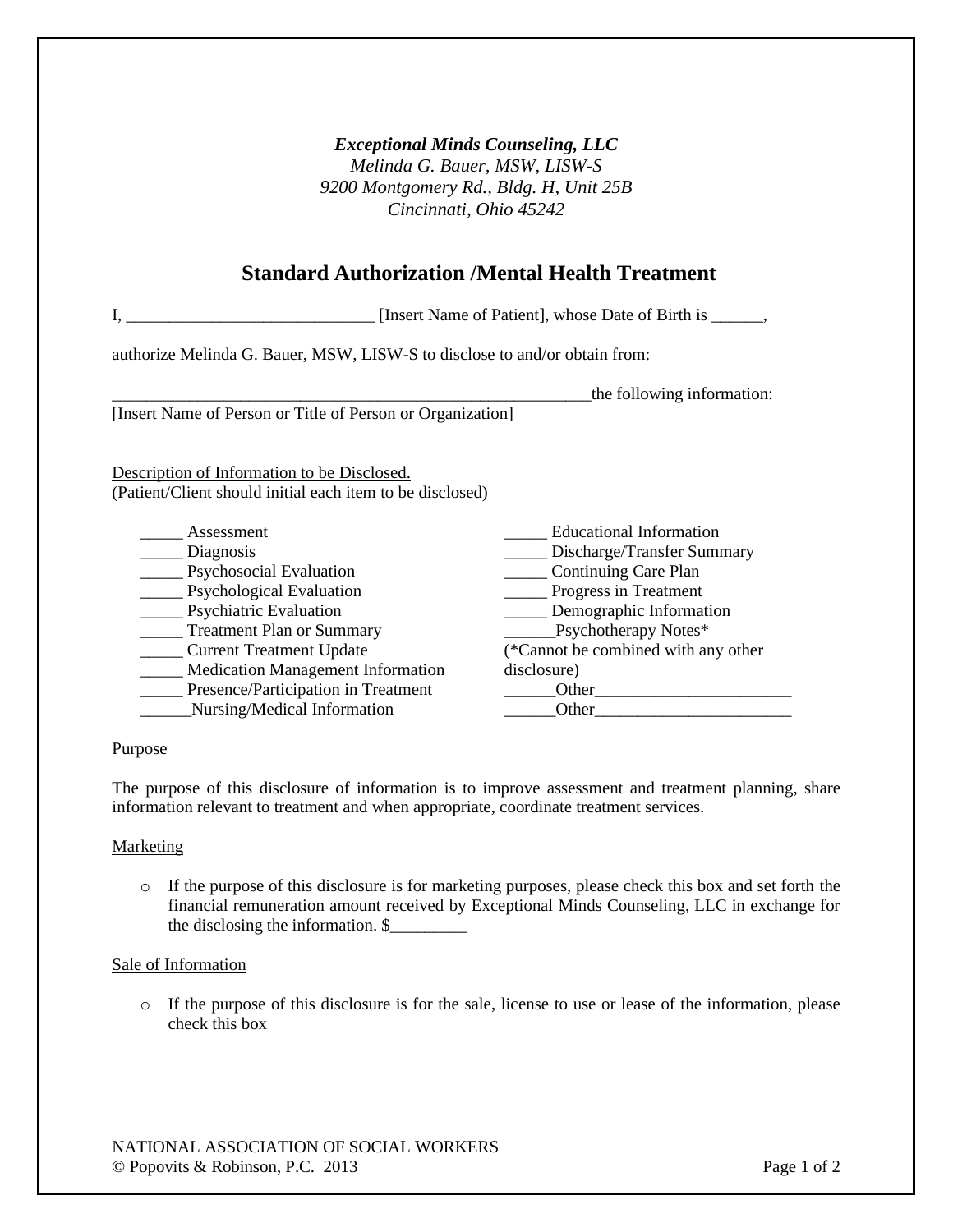***Exceptional Minds Counseling, LLC***
*Melinda G. Bauer, MSW, LISW-S*
*9200 Montgomery Rd., Bldg. H, Unit 25B*
*Cincinnati, Ohio 45242*

# Standard Authorization /Mental Health Treatment

I, ____________________________ [Insert Name of Patient], whose Date of Birth is ______,

authorize Melinda G. Bauer, MSW, LISW-S to disclose to and/or obtain from:

__________________________________________________________the following information:
[Insert Name of Person or Title of Person or Organization]

<u>Description of Information to be Disclosed.</u>
(Patient/Client should initial each item to be disclosed)

_____ Assessment
_____ Diagnosis
_____ Psychosocial Evaluation
_____ Psychological Evaluation
_____ Psychiatric Evaluation
_____ Treatment Plan or Summary
_____ Current Treatment Update
_____ Medication Management Information
_____ Presence/Participation in Treatment
______Nursing/Medical Information
_____ Educational Information
_____ Discharge/Transfer Summary
_____ Continuing Care Plan
_____ Progress in Treatment
_____ Demographic Information
______Psychotherapy Notes*
(*Cannot be combined with any other disclosure)
______Other_______________________
______Other_______________________

<u>Purpose</u>

The purpose of this disclosure of information is to improve assessment and treatment planning, share information relevant to treatment and when appropriate, coordinate treatment services.

<u>Marketing</u>

- If the purpose of this disclosure is for marketing purposes, please check this box and set forth the financial remuneration amount received by Exceptional Minds Counseling, LLC in exchange for the disclosing the information. $_________

<u>Sale of Information</u>

- If the purpose of this disclosure is for the sale, license to use or lease of the information, please check this box

NATIONAL ASSOCIATION OF SOCIAL WORKERS
© Popovits & Robinson, P.C. 2013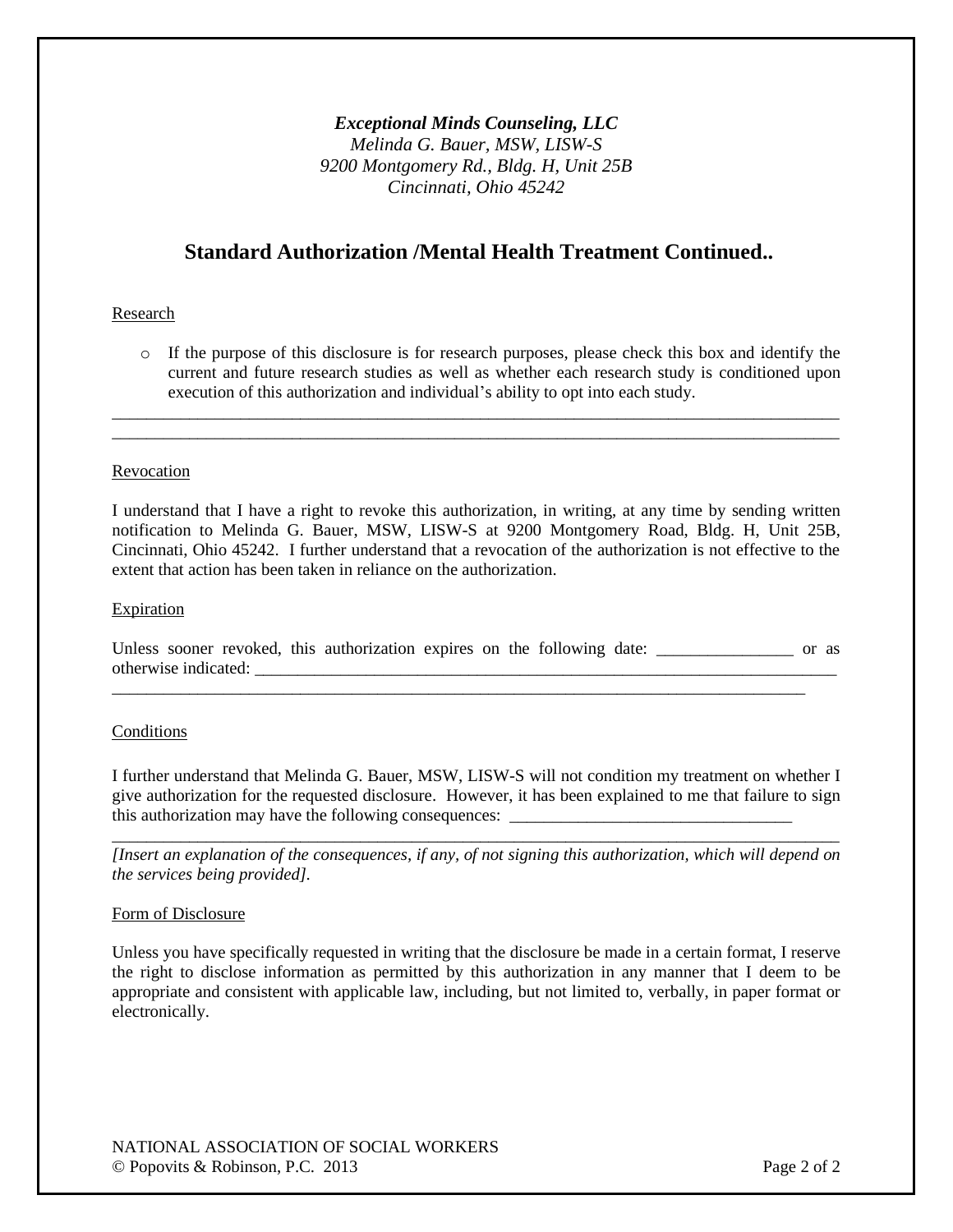***Exceptional Minds Counseling, LLC***
*Melinda G. Bauer, MSW, LISW-S*
*9200 Montgomery Rd., Bldg. H, Unit 25B*
*Cincinnati, Ohio 45242*

## Standard Authorization /Mental Health Treatment Continued..

Research

- ○ If the purpose of this disclosure is for research purposes, please check this box and identify the current and future research studies as well as whether each research study is conditioned upon execution of this authorization and individual's ability to opt into each study.

______________________________________________________________________________________
______________________________________________________________________________________

Revocation

I understand that I have a right to revoke this authorization, in writing, at any time by sending written notification to Melinda G. Bauer, MSW, LISW-S at 9200 Montgomery Road, Bldg. H, Unit 25B, Cincinnati, Ohio 45242. I further understand that a revocation of the authorization is not effective to the extent that action has been taken in reliance on the authorization.

Expiration

Unless sooner revoked, this authorization expires on the following date: ________________ or as otherwise indicated: ______________________________________________________________________
___________________________________________________________________________________

Conditions

I further understand that Melinda G. Bauer, MSW, LISW-S will not condition my treatment on whether I give authorization for the requested disclosure. However, it has been explained to me that failure to sign this authorization may have the following consequences: _________________________________
______________________________________________________________________________________
*[Insert an explanation of the consequences, if any, of not signing this authorization, which will depend on the services being provided]*.

Form of Disclosure

Unless you have specifically requested in writing that the disclosure be made in a certain format, I reserve the right to disclose information as permitted by this authorization in any manner that I deem to be appropriate and consistent with applicable law, including, but not limited to, verbally, in paper format or electronically.

NATIONAL ASSOCIATION OF SOCIAL WORKERS
© Popovits & Robinson, P.C. 2013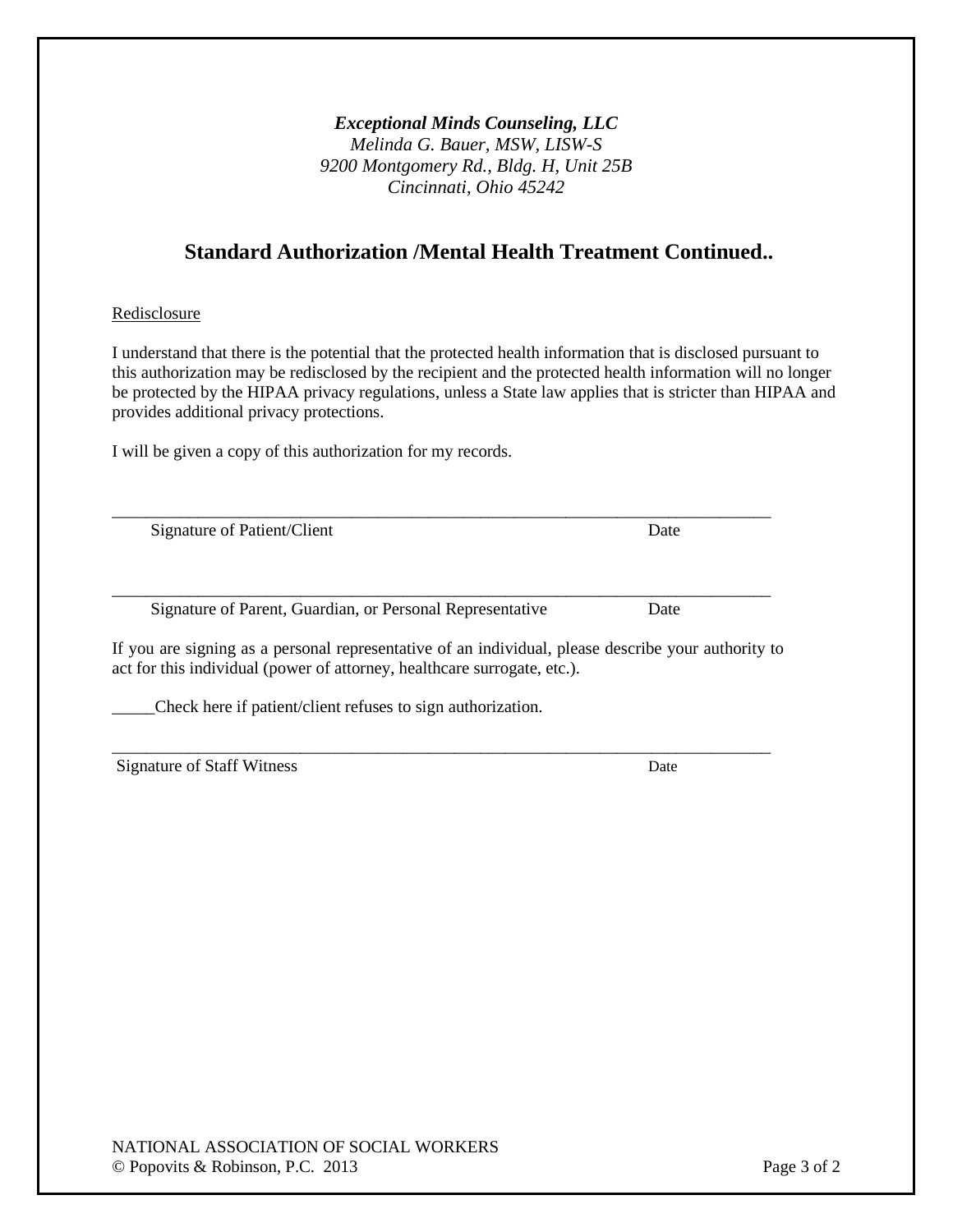***Exceptional Minds Counseling, LLC***
*Melinda G. Bauer, MSW, LISW-S*
*9200 Montgomery Rd., Bldg. H, Unit 25B*
*Cincinnati, Ohio 45242*

## Standard Authorization /Mental Health Treatment Continued..

Redisclosure

I understand that there is the potential that the protected health information that is disclosed pursuant to this authorization may be redisclosed by the recipient and the protected health information will no longer be protected by the HIPAA privacy regulations, unless a State law applies that is stricter than HIPAA and provides additional privacy protections.

I will be given a copy of this authorization for my records.

\_\_\_\_\_\_\_\_\_\_\_\_\_\_\_\_\_\_\_\_\_\_\_\_\_\_\_\_\_\_\_\_\_\_\_\_\_\_\_\_\_\_\_\_\_\_\_\_\_\_\_\_\_\_\_\_\_\_\_\_\_\_\_\_\_\_\_\_\_\_\_\_\_\_\_\_\_\_
Signature of Patient/Client                                                                   Date

\_\_\_\_\_\_\_\_\_\_\_\_\_\_\_\_\_\_\_\_\_\_\_\_\_\_\_\_\_\_\_\_\_\_\_\_\_\_\_\_\_\_\_\_\_\_\_\_\_\_\_\_\_\_\_\_\_\_\_\_\_\_\_\_\_\_\_\_\_\_\_\_\_\_\_\_\_\_
Signature of Parent, Guardian, or Personal Representative               Date

If you are signing as a personal representative of an individual, please describe your authority to act for this individual (power of attorney, healthcare surrogate, etc.).

\_\_\_\_\_Check here if patient/client refuses to sign authorization.

\_\_\_\_\_\_\_\_\_\_\_\_\_\_\_\_\_\_\_\_\_\_\_\_\_\_\_\_\_\_\_\_\_\_\_\_\_\_\_\_\_\_\_\_\_\_\_\_\_\_\_\_\_\_\_\_\_\_\_\_\_\_\_\_\_\_\_\_\_\_\_\_\_\_\_\_\_\_
Signature of Staff Witness                                                                   Date

NATIONAL ASSOCIATION OF SOCIAL WORKERS
© Popovits & Robinson, P.C. 2013